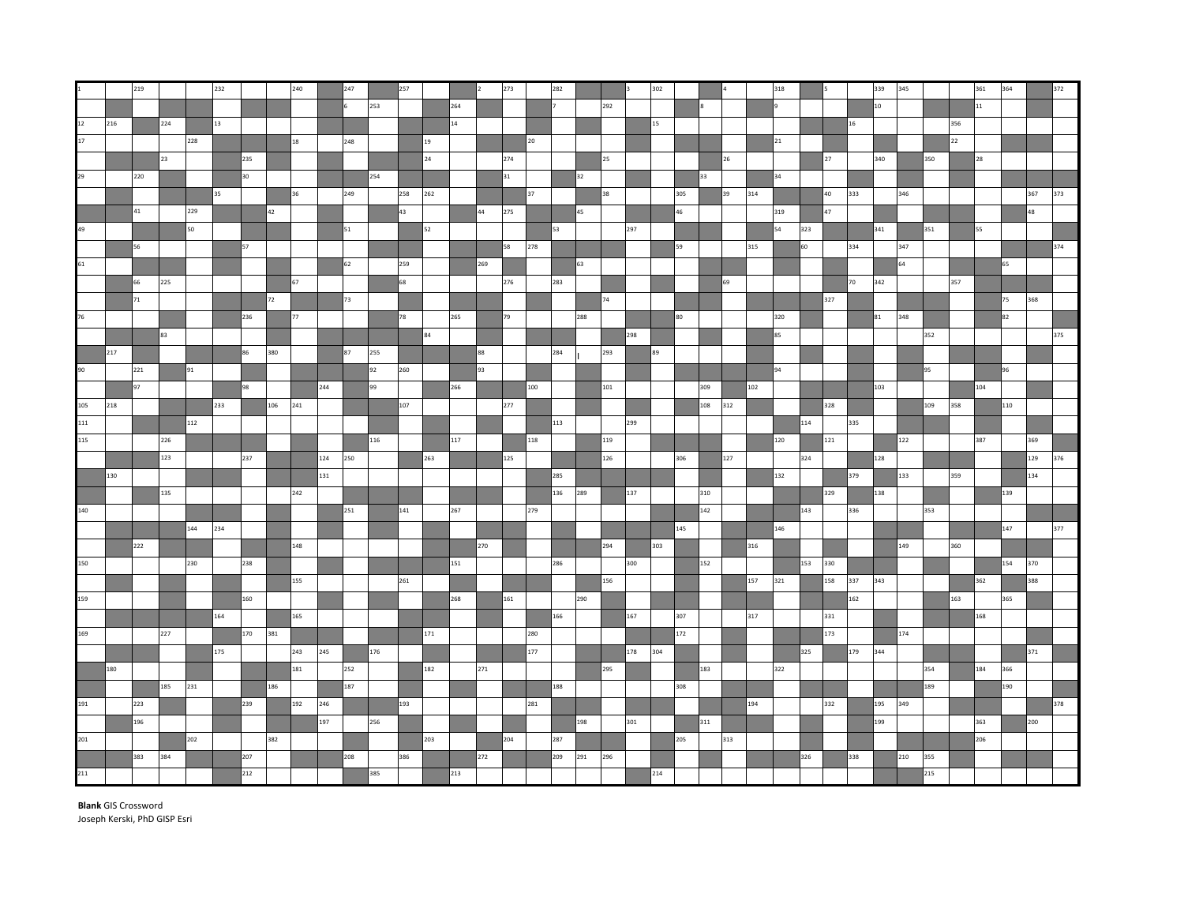**Blank** GIS Crossword

Joseph Kerski, PhD GISP Esri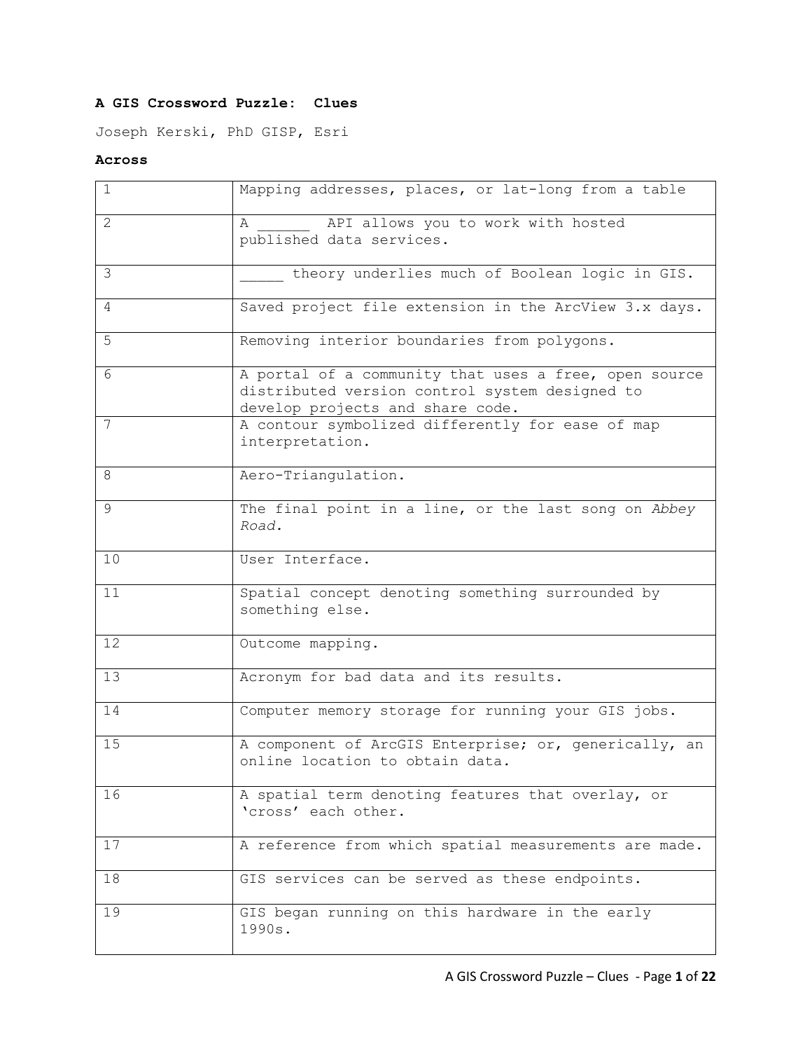**A GIS Crossword Puzzle: Clues**

Joseph Kerski, PhD GISP, Esri

**Across**

| | |
|---|---|
| 1 | Mapping addresses, places, or lat-long from a table |
| 2 | A ______ API allows you to work with hosted published data services. |
| 3 | _____ theory underlies much of Boolean logic in GIS. |
| 4 | Saved project file extension in the ArcView 3.x days. |
| 5 | Removing interior boundaries from polygons. |
| 6 | A portal of a community that uses a free, open source distributed version control system designed to develop projects and share code. |
| 7 | A contour symbolized differently for ease of map interpretation. |
| 8 | Aero-Triangulation. |
| 9 | The final point in a line, or the last song on *Abbey Road.* |
| 10 | User Interface. |
| 11 | Spatial concept denoting something surrounded by something else. |
| 12 | Outcome mapping. |
| 13 | Acronym for bad data and its results. |
| 14 | Computer memory storage for running your GIS jobs. |
| 15 | A component of ArcGIS Enterprise; or, generically, an online location to obtain data. |
| 16 | A spatial term denoting features that overlay, or 'cross' each other. |
| 17 | A reference from which spatial measurements are made. |
| 18 | GIS services can be served as these endpoints. |
| 19 | GIS began running on this hardware in the early 1990s. |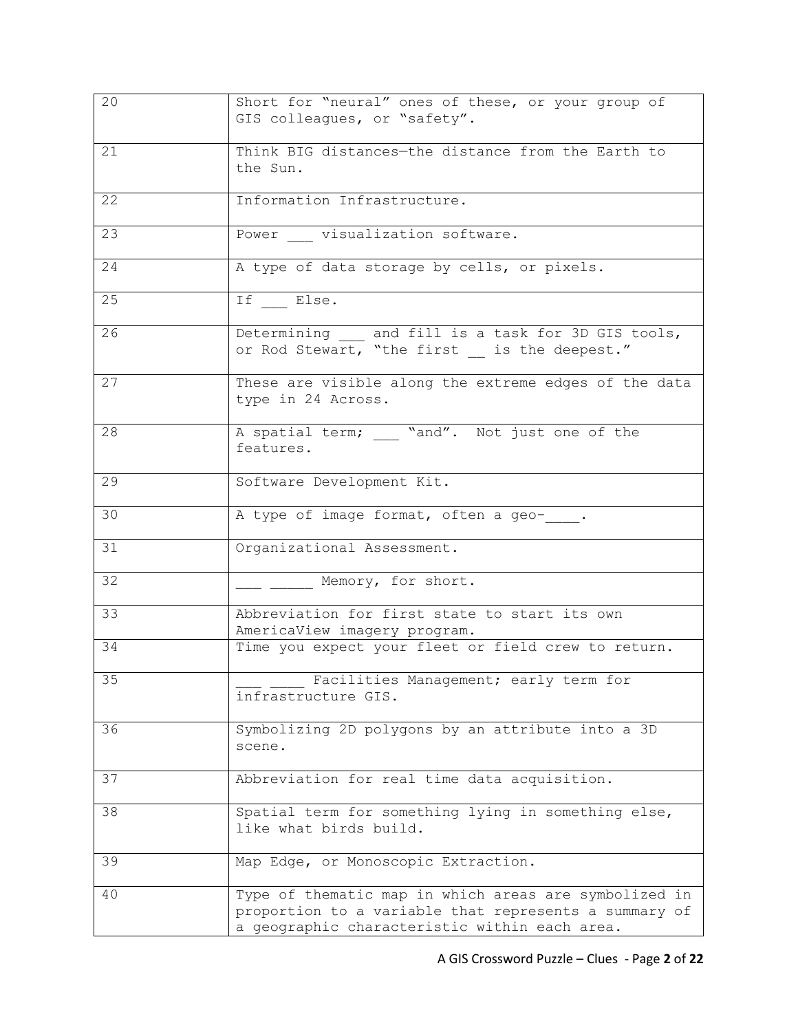| | |
|---|---|
| 20 | Short for "neural" ones of these, or your group of GIS colleagues, or "safety". |
| 21 | Think BIG distances—the distance from the Earth to the Sun. |
| 22 | Information Infrastructure. |
| 23 | Power ___ visualization software. |
| 24 | A type of data storage by cells, or pixels. |
| 25 | If ___ Else. |
| 26 | Determining ___ and fill is a task for 3D GIS tools, or Rod Stewart, "the first __ is the deepest." |
| 27 | These are visible along the extreme edges of the data type in 24 Across. |
| 28 | A spatial term; ___ "and". Not just one of the features. |
| 29 | Software Development Kit. |
| 30 | A type of image format, often a geo-____. |
| 31 | Organizational Assessment. |
| 32 | ___ _____ Memory, for short. |
| 33 | Abbreviation for first state to start its own AmericaView imagery program. |
| 34 | Time you expect your fleet or field crew to return. |
| 35 | ___ ____ Facilities Management; early term for infrastructure GIS. |
| 36 | Symbolizing 2D polygons by an attribute into a 3D scene. |
| 37 | Abbreviation for real time data acquisition. |
| 38 | Spatial term for something lying in something else, like what birds build. |
| 39 | Map Edge, or Monoscopic Extraction. |
| 40 | Type of thematic map in which areas are symbolized in proportion to a variable that represents a summary of a geographic characteristic within each area. |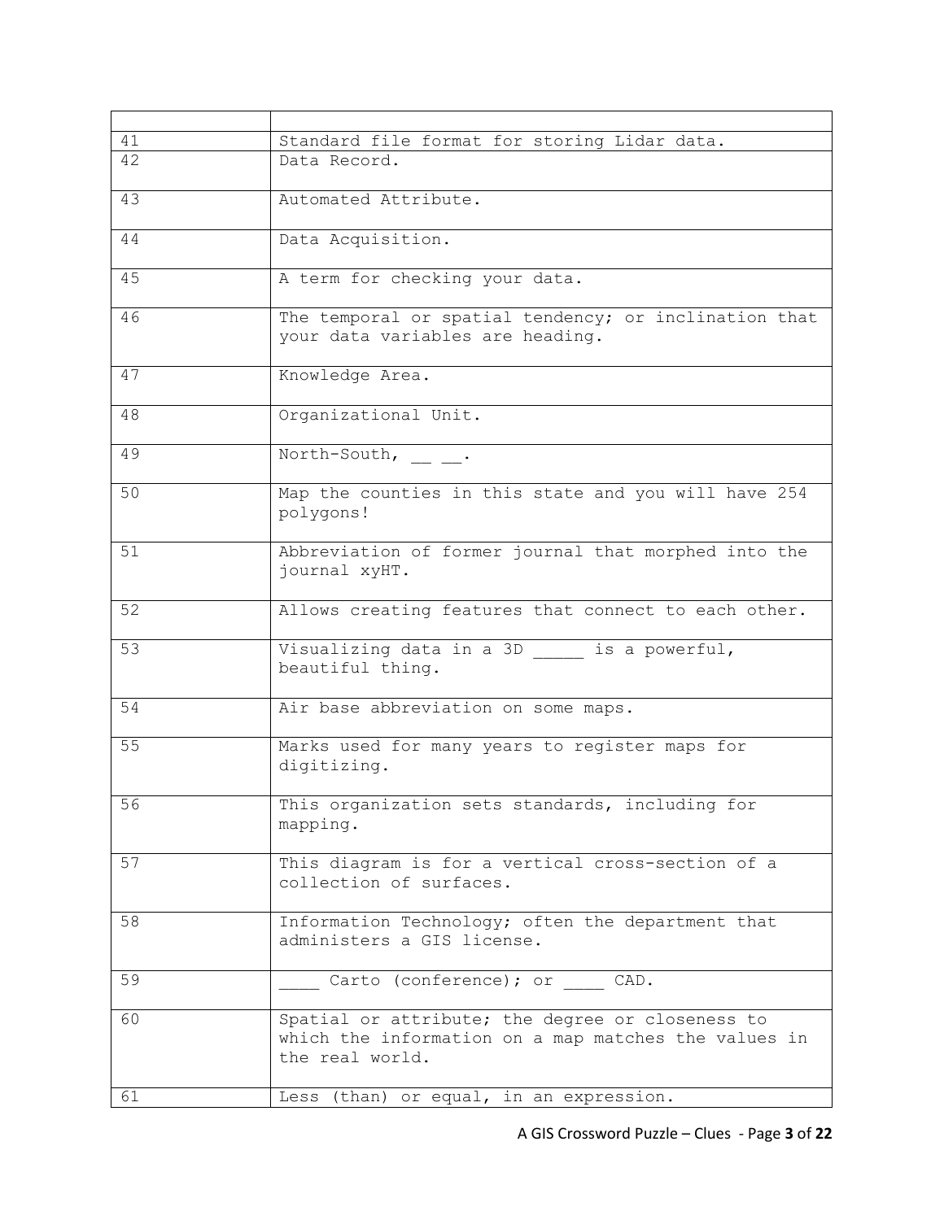| | |
|---|---|
| 41 | Standard file format for storing Lidar data. |
| 42 | Data Record. |
| 43 | Automated Attribute. |
| 44 | Data Acquisition. |
| 45 | A term for checking your data. |
| 46 | The temporal or spatial tendency; or inclination that your data variables are heading. |
| 47 | Knowledge Area. |
| 48 | Organizational Unit. |
| 49 | North-South, __ __. |
| 50 | Map the counties in this state and you will have 254 polygons! |
| 51 | Abbreviation of former journal that morphed into the journal xyHT. |
| 52 | Allows creating features that connect to each other. |
| 53 | Visualizing data in a 3D _____ is a powerful, beautiful thing. |
| 54 | Air base abbreviation on some maps. |
| 55 | Marks used for many years to register maps for digitizing. |
| 56 | This organization sets standards, including for mapping. |
| 57 | This diagram is for a vertical cross-section of a collection of surfaces. |
| 58 | Information Technology; often the department that administers a GIS license. |
| 59 | ____ Carto (conference); or ____ CAD. |
| 60 | Spatial or attribute; the degree or closeness to which the information on a map matches the values in the real world. |
| 61 | Less (than) or equal, in an expression. |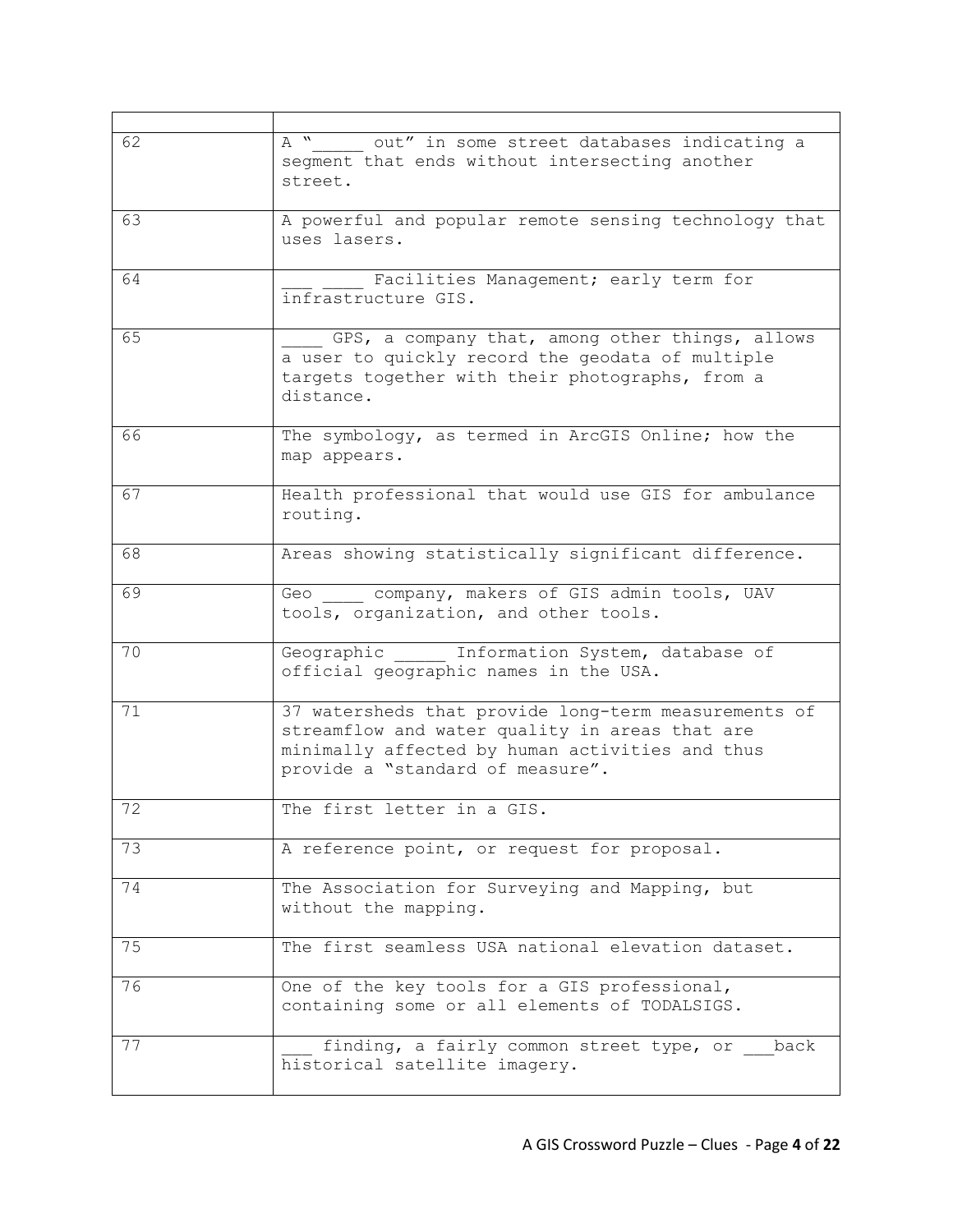| | |
|---|---|
| 62 | A "_____ out" in some street databases indicating a segment that ends without intersecting another street. |
| 63 | A powerful and popular remote sensing technology that uses lasers. |
| 64 | ___ ____ Facilities Management; early term for infrastructure GIS. |
| 65 | ____ GPS, a company that, among other things, allows a user to quickly record the geodata of multiple targets together with their photographs, from a distance. |
| 66 | The symbology, as termed in ArcGIS Online; how the map appears. |
| 67 | Health professional that would use GIS for ambulance routing. |
| 68 | Areas showing statistically significant difference. |
| 69 | Geo ____ company, makers of GIS admin tools, UAV tools, organization, and other tools. |
| 70 | Geographic _____ Information System, database of official geographic names in the USA. |
| 71 | 37 watersheds that provide long-term measurements of streamflow and water quality in areas that are minimally affected by human activities and thus provide a "standard of measure". |
| 72 | The first letter in a GIS. |
| 73 | A reference point, or request for proposal. |
| 74 | The Association for Surveying and Mapping, but without the mapping. |
| 75 | The first seamless USA national elevation dataset. |
| 76 | One of the key tools for a GIS professional, containing some or all elements of TODALSIGS. |
| 77 | ___ finding, a fairly common street type, or ___back historical satellite imagery. |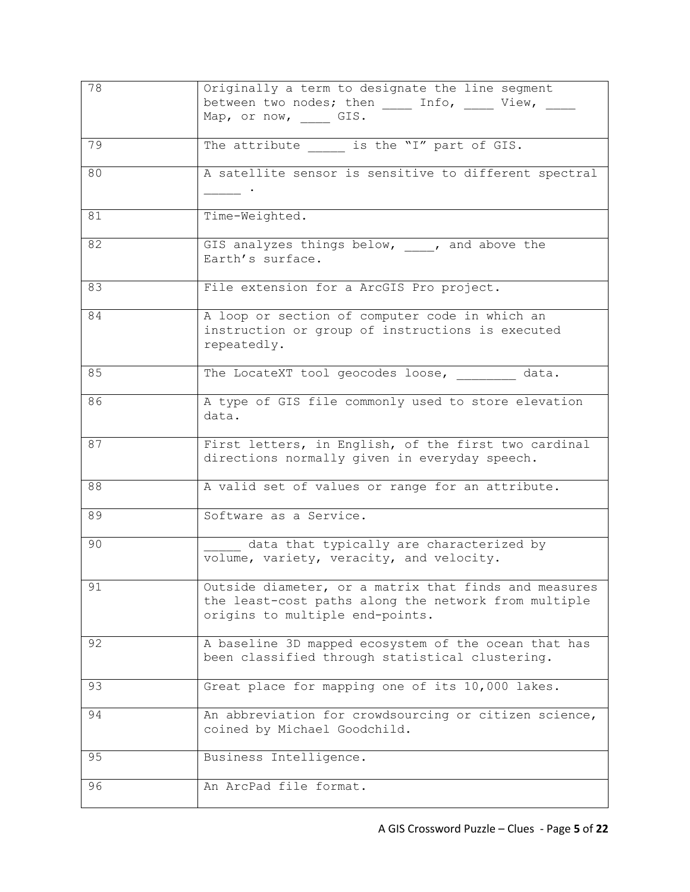| | |
|---|---|
| 78 | Originally a term to designate the line segment between two nodes; then ____ Info, ____ View, ____ Map, or now, ____ GIS. |
| 79 | The attribute _____ is the "I" part of GIS. |
| 80 | A satellite sensor is sensitive to different spectral _____ . |
| 81 | Time-Weighted. |
| 82 | GIS analyzes things below, ____, and above the Earth's surface. |
| 83 | File extension for a ArcGIS Pro project. |
| 84 | A loop or section of computer code in which an instruction or group of instructions is executed repeatedly. |
| 85 | The LocateXT tool geocodes loose, ________ data. |
| 86 | A type of GIS file commonly used to store elevation data. |
| 87 | First letters, in English, of the first two cardinal directions normally given in everyday speech. |
| 88 | A valid set of values or range for an attribute. |
| 89 | Software as a Service. |
| 90 | _____ data that typically are characterized by volume, variety, veracity, and velocity. |
| 91 | Outside diameter, or a matrix that finds and measures the least-cost paths along the network from multiple origins to multiple end-points. |
| 92 | A baseline 3D mapped ecosystem of the ocean that has been classified through statistical clustering. |
| 93 | Great place for mapping one of its 10,000 lakes. |
| 94 | An abbreviation for crowdsourcing or citizen science, coined by Michael Goodchild. |
| 95 | Business Intelligence. |
| 96 | An ArcPad file format. |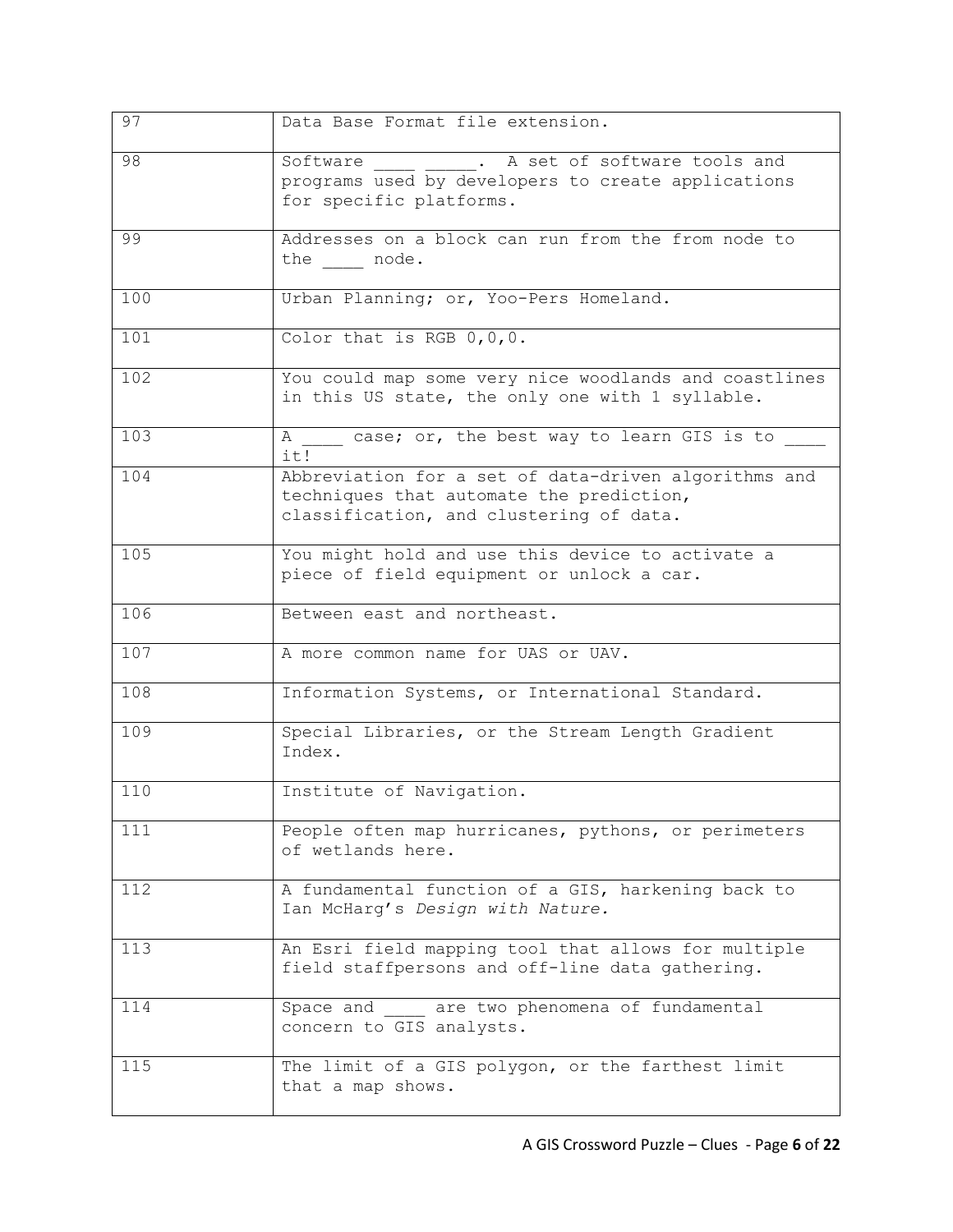| | |
|---|---|
| 97 | Data Base Format file extension. |
| 98 | Software ____ _____. A set of software tools and programs used by developers to create applications for specific platforms. |
| 99 | Addresses on a block can run from the from node to the ____ node. |
| 100 | Urban Planning; or, Yoo-Pers Homeland. |
| 101 | Color that is RGB 0,0,0. |
| 102 | You could map some very nice woodlands and coastlines in this US state, the only one with 1 syllable. |
| 103 | A ____ case; or, the best way to learn GIS is to ____ it! |
| 104 | Abbreviation for a set of data-driven algorithms and techniques that automate the prediction, classification, and clustering of data. |
| 105 | You might hold and use this device to activate a piece of field equipment or unlock a car. |
| 106 | Between east and northeast. |
| 107 | A more common name for UAS or UAV. |
| 108 | Information Systems, or International Standard. |
| 109 | Special Libraries, or the Stream Length Gradient Index. |
| 110 | Institute of Navigation. |
| 111 | People often map hurricanes, pythons, or perimeters of wetlands here. |
| 112 | A fundamental function of a GIS, harkening back to Ian McHarg's *Design with Nature.* |
| 113 | An Esri field mapping tool that allows for multiple field staffpersons and off-line data gathering. |
| 114 | Space and ____ are two phenomena of fundamental concern to GIS analysts. |
| 115 | The limit of a GIS polygon, or the farthest limit that a map shows. |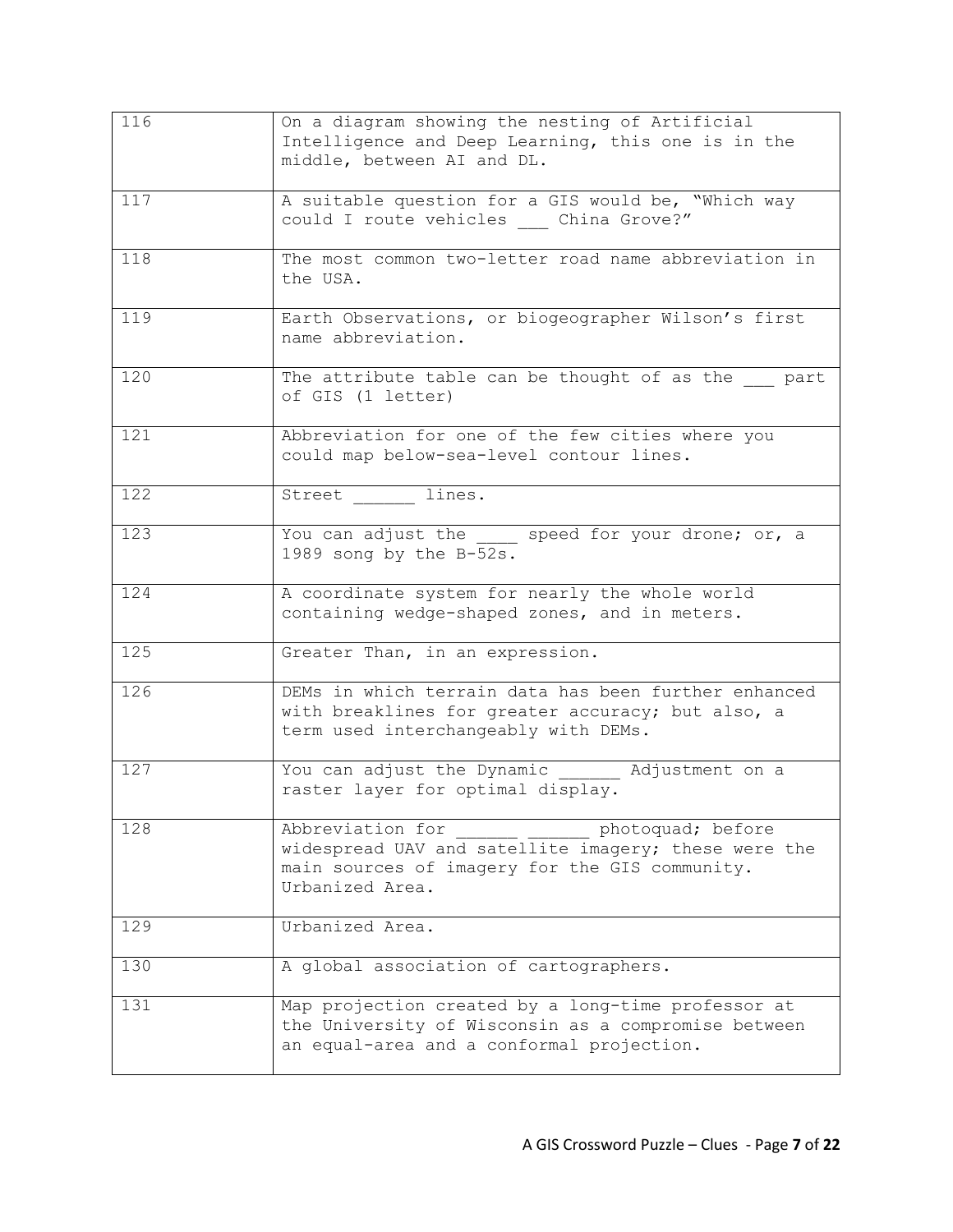| | |
|---|---|
| 116 | On a diagram showing the nesting of Artificial Intelligence and Deep Learning, this one is in the middle, between AI and DL. |
| 117 | A suitable question for a GIS would be, "Which way could I route vehicles ___ China Grove?" |
| 118 | The most common two-letter road name abbreviation in the USA. |
| 119 | Earth Observations, or biogeographer Wilson's first name abbreviation. |
| 120 | The attribute table can be thought of as the ___ part of GIS (1 letter) |
| 121 | Abbreviation for one of the few cities where you could map below-sea-level contour lines. |
| 122 | Street ______ lines. |
| 123 | You can adjust the ____ speed for your drone; or, a 1989 song by the B-52s. |
| 124 | A coordinate system for nearly the whole world containing wedge-shaped zones, and in meters. |
| 125 | Greater Than, in an expression. |
| 126 | DEMs in which terrain data has been further enhanced with breaklines for greater accuracy; but also, a term used interchangeably with DEMs. |
| 127 | You can adjust the Dynamic ______ Adjustment on a raster layer for optimal display. |
| 128 | Abbreviation for ______ ______ photoquad; before widespread UAV and satellite imagery; these were the main sources of imagery for the GIS community. Urbanized Area. |
| 129 | Urbanized Area. |
| 130 | A global association of cartographers. |
| 131 | Map projection created by a long-time professor at the University of Wisconsin as a compromise between an equal-area and a conformal projection. |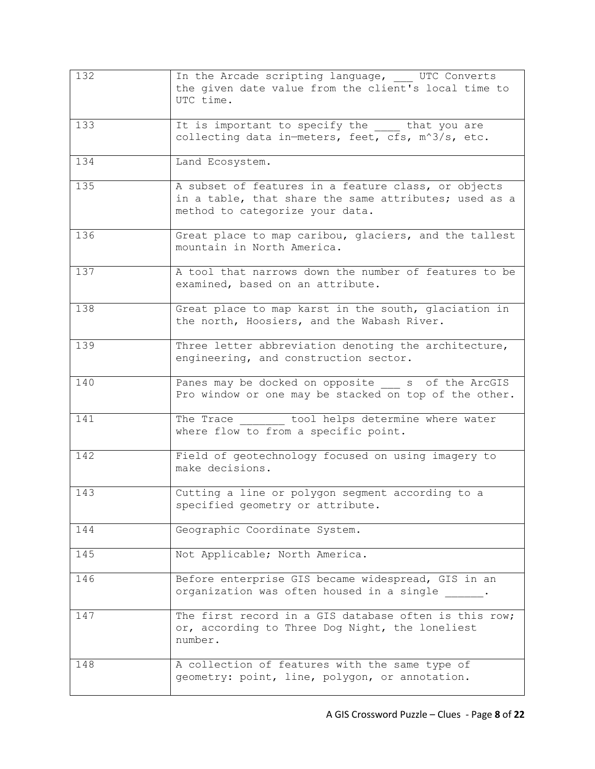| | |
|---|---|
| 132 | In the Arcade scripting language, ___ UTC Converts the given date value from the client's local time to UTC time. |
| 133 | It is important to specify the ____ that you are collecting data in—meters, feet, cfs, m^3/s, etc. |
| 134 | Land Ecosystem. |
| 135 | A subset of features in a feature class, or objects in a table, that share the same attributes; used as a method to categorize your data. |
| 136 | Great place to map caribou, glaciers, and the tallest mountain in North America. |
| 137 | A tool that narrows down the number of features to be examined, based on an attribute. |
| 138 | Great place to map karst in the south, glaciation in the north, Hoosiers, and the Wabash River. |
| 139 | Three letter abbreviation denoting the architecture, engineering, and construction sector. |
| 140 | Panes may be docked on opposite ___ s of the ArcGIS Pro window or one may be stacked on top of the other. |
| 141 | The Trace _______ tool helps determine where water where flow to from a specific point. |
| 142 | Field of geotechnology focused on using imagery to make decisions. |
| 143 | Cutting a line or polygon segment according to a specified geometry or attribute. |
| 144 | Geographic Coordinate System. |
| 145 | Not Applicable; North America. |
| 146 | Before enterprise GIS became widespread, GIS in an organization was often housed in a single ______. |
| 147 | The first record in a GIS database often is this row; or, according to Three Dog Night, the loneliest number. |
| 148 | A collection of features with the same type of geometry: point, line, polygon, or annotation. |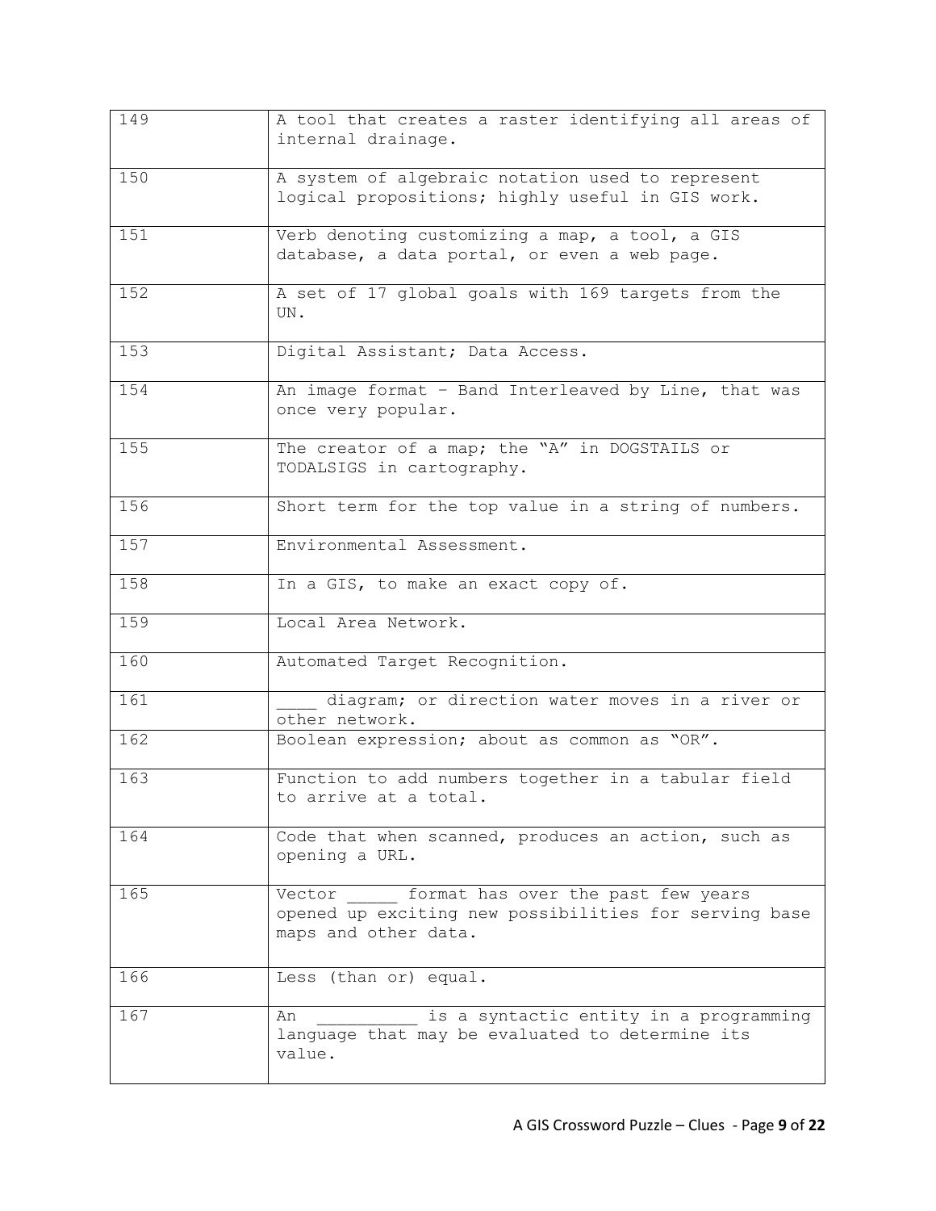| | |
|---|---|
| 149 | A tool that creates a raster identifying all areas of internal drainage. |
| 150 | A system of algebraic notation used to represent logical propositions; highly useful in GIS work. |
| 151 | Verb denoting customizing a map, a tool, a GIS database, a data portal, or even a web page. |
| 152 | A set of 17 global goals with 169 targets from the UN. |
| 153 | Digital Assistant; Data Access. |
| 154 | An image format – Band Interleaved by Line, that was once very popular. |
| 155 | The creator of a map; the "A" in DOGSTAILS or TODALSIGS in cartography. |
| 156 | Short term for the top value in a string of numbers. |
| 157 | Environmental Assessment. |
| 158 | In a GIS, to make an exact copy of. |
| 159 | Local Area Network. |
| 160 | Automated Target Recognition. |
| 161 | ____ diagram; or direction water moves in a river or other network. |
| 162 | Boolean expression; about as common as "OR". |
| 163 | Function to add numbers together in a tabular field to arrive at a total. |
| 164 | Code that when scanned, produces an action, such as opening a URL. |
| 165 | Vector _____ format has over the past few years opened up exciting new possibilities for serving base maps and other data. |
| 166 | Less (than or) equal. |
| 167 | An __________ is a syntactic entity in a programming language that may be evaluated to determine its value. |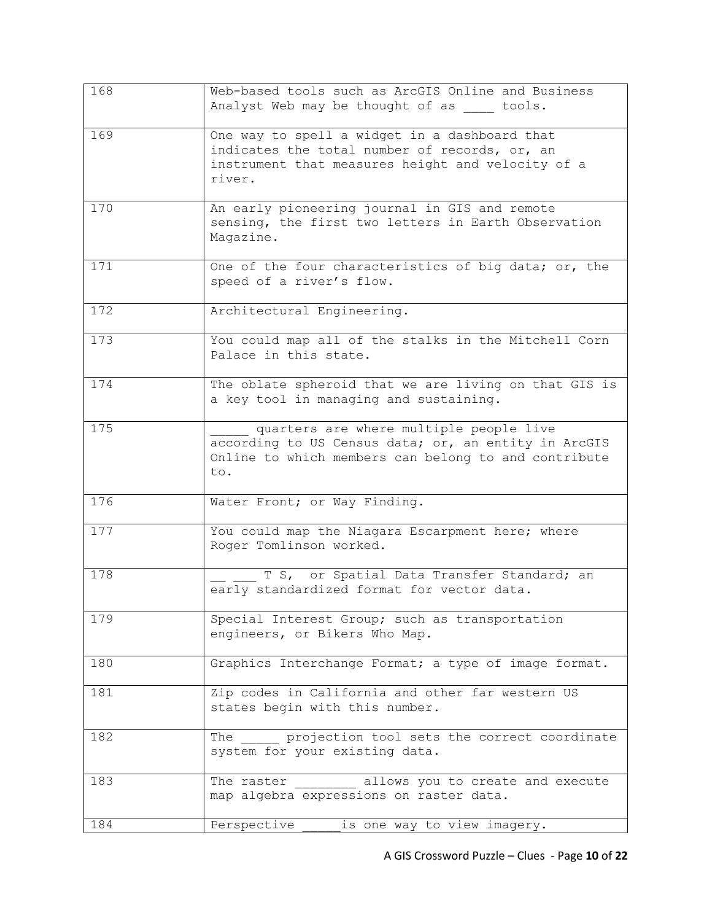| 168 | Web-based tools such as ArcGIS Online and Business Analyst Web may be thought of as ____ tools. |
|---|---|
| 169 | One way to spell a widget in a dashboard that indicates the total number of records, or, an instrument that measures height and velocity of a river. |
| 170 | An early pioneering journal in GIS and remote sensing, the first two letters in Earth Observation Magazine. |
| 171 | One of the four characteristics of big data; or, the speed of a river's flow. |
| 172 | Architectural Engineering. |
| 173 | You could map all of the stalks in the Mitchell Corn Palace in this state. |
| 174 | The oblate spheroid that we are living on that GIS is a key tool in managing and sustaining. |
| 175 | _____ quarters are where multiple people live according to US Census data; or, an entity in ArcGIS Online to which members can belong to and contribute to. |
| 176 | Water Front; or Way Finding. |
| 177 | You could map the Niagara Escarpment here; where Roger Tomlinson worked. |
| 178 | __ ___ T S, or Spatial Data Transfer Standard; an early standardized format for vector data. |
| 179 | Special Interest Group; such as transportation engineers, or Bikers Who Map. |
| 180 | Graphics Interchange Format; a type of image format. |
| 181 | Zip codes in California and other far western US states begin with this number. |
| 182 | The _____ projection tool sets the correct coordinate system for your existing data. |
| 183 | The raster ________ allows you to create and execute map algebra expressions on raster data. |
| 184 | Perspective _____is one way to view imagery. |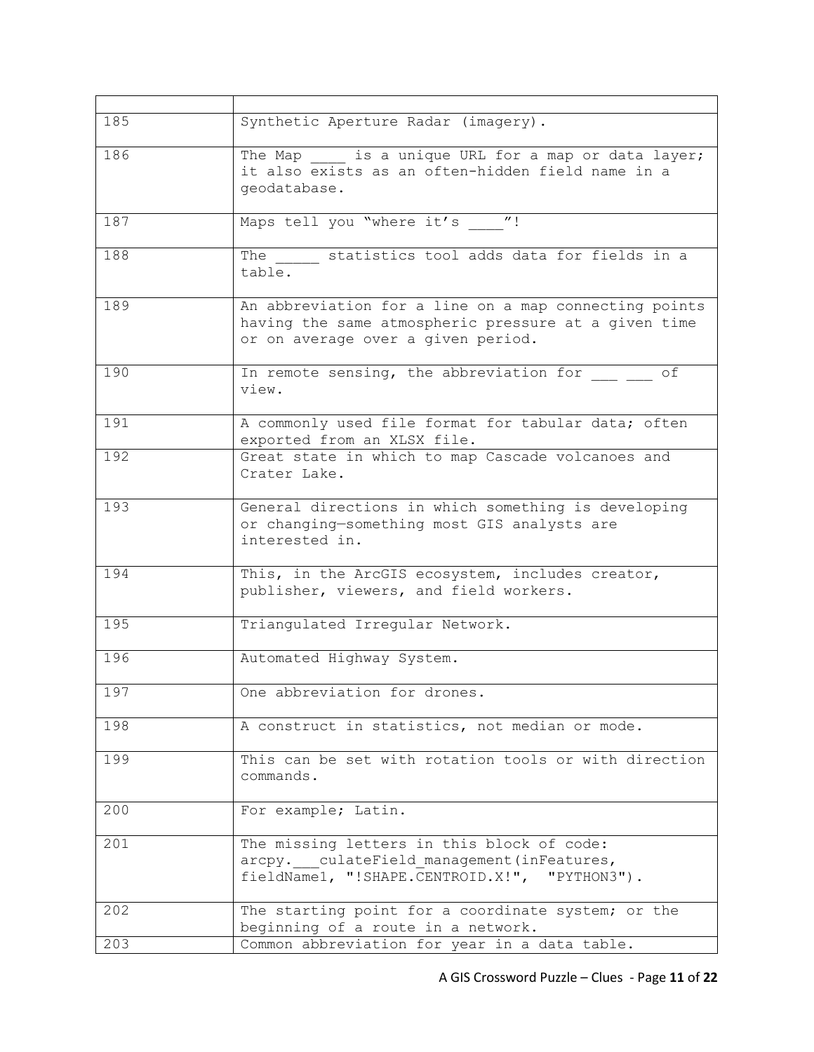| | |
|---|---|
| 185 | Synthetic Aperture Radar (imagery). |
| 186 | The Map ____ is a unique URL for a map or data layer; it also exists as an often-hidden field name in a geodatabase. |
| 187 | Maps tell you "where it's ____"! |
| 188 | The _____ statistics tool adds data for fields in a table. |
| 189 | An abbreviation for a line on a map connecting points having the same atmospheric pressure at a given time or on average over a given period. |
| 190 | In remote sensing, the abbreviation for ___ ___ of view. |
| 191 | A commonly used file format for tabular data; often exported from an XLSX file. |
| 192 | Great state in which to map Cascade volcanoes and Crater Lake. |
| 193 | General directions in which something is developing or changing—something most GIS analysts are interested in. |
| 194 | This, in the ArcGIS ecosystem, includes creator, publisher, viewers, and field workers. |
| 195 | Triangulated Irregular Network. |
| 196 | Automated Highway System. |
| 197 | One abbreviation for drones. |
| 198 | A construct in statistics, not median or mode. |
| 199 | This can be set with rotation tools or with direction commands. |
| 200 | For example; Latin. |
| 201 | The missing letters in this block of code: arcpy.___culateField_management(inFeatures, fieldName1, "!SHAPE.CENTROID.X!", "PYTHON3"). |
| 202 | The starting point for a coordinate system; or the beginning of a route in a network. |
| 203 | Common abbreviation for year in a data table. |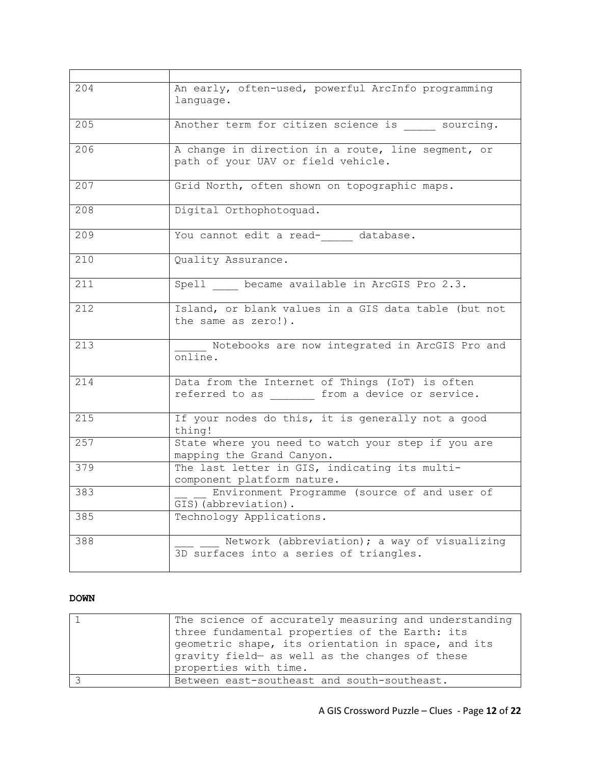| | |
|---|---|
| 204 | An early, often-used, powerful ArcInfo programming language. |
| 205 | Another term for citizen science is _____ sourcing. |
| 206 | A change in direction in a route, line segment, or path of your UAV or field vehicle. |
| 207 | Grid North, often shown on topographic maps. |
| 208 | Digital Orthophotoquad. |
| 209 | You cannot edit a read-_____ database. |
| 210 | Quality Assurance. |
| 211 | Spell ____ became available in ArcGIS Pro 2.3. |
| 212 | Island, or blank values in a GIS data table (but not the same as zero!). |
| 213 | _____ Notebooks are now integrated in ArcGIS Pro and online. |
| 214 | Data from the Internet of Things (IoT) is often referred to as _______ from a device or service. |
| 215 | If your nodes do this, it is generally not a good thing! |
| 257 | State where you need to watch your step if you are mapping the Grand Canyon. |
| 379 | The last letter in GIS, indicating its multi-component platform nature. |
| 383 | __ __ Environment Programme (source of and user of GIS)(abbreviation). |
| 385 | Technology Applications. |
| 388 | ___ ___ Network (abbreviation); a way of visualizing 3D surfaces into a series of triangles. |

**DOWN**

| | |
|---|---|
| 1 | The science of accurately measuring and understanding three fundamental properties of the Earth: its geometric shape, its orientation in space, and its gravity field— as well as the changes of these properties with time. |
| 3 | Between east-southeast and south-southeast. |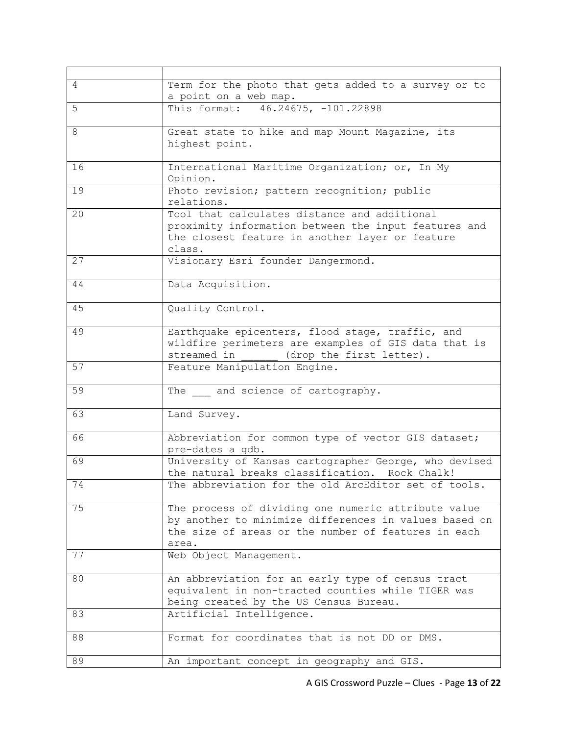| | |
|---|---|
| 4 | Term for the photo that gets added to a survey or to a point on a web map. |
| 5 | This format: 46.24675, -101.22898 |
| 8 | Great state to hike and map Mount Magazine, its highest point. |
| 16 | International Maritime Organization; or, In My Opinion. |
| 19 | Photo revision; pattern recognition; public relations. |
| 20 | Tool that calculates distance and additional proximity information between the input features and the closest feature in another layer or feature class. |
| 27 | Visionary Esri founder Dangermond. |
| 44 | Data Acquisition. |
| 45 | Quality Control. |
| 49 | Earthquake epicenters, flood stage, traffic, and wildfire perimeters are examples of GIS data that is streamed in ______ (drop the first letter). |
| 57 | Feature Manipulation Engine. |
| 59 | The ___ and science of cartography. |
| 63 | Land Survey. |
| 66 | Abbreviation for common type of vector GIS dataset; pre-dates a gdb. |
| 69 | University of Kansas cartographer George, who devised the natural breaks classification. Rock Chalk! |
| 74 | The abbreviation for the old ArcEditor set of tools. |
| 75 | The process of dividing one numeric attribute value by another to minimize differences in values based on the size of areas or the number of features in each area. |
| 77 | Web Object Management. |
| 80 | An abbreviation for an early type of census tract equivalent in non-tracted counties while TIGER was being created by the US Census Bureau. |
| 83 | Artificial Intelligence. |
| 88 | Format for coordinates that is not DD or DMS. |
| 89 | An important concept in geography and GIS. |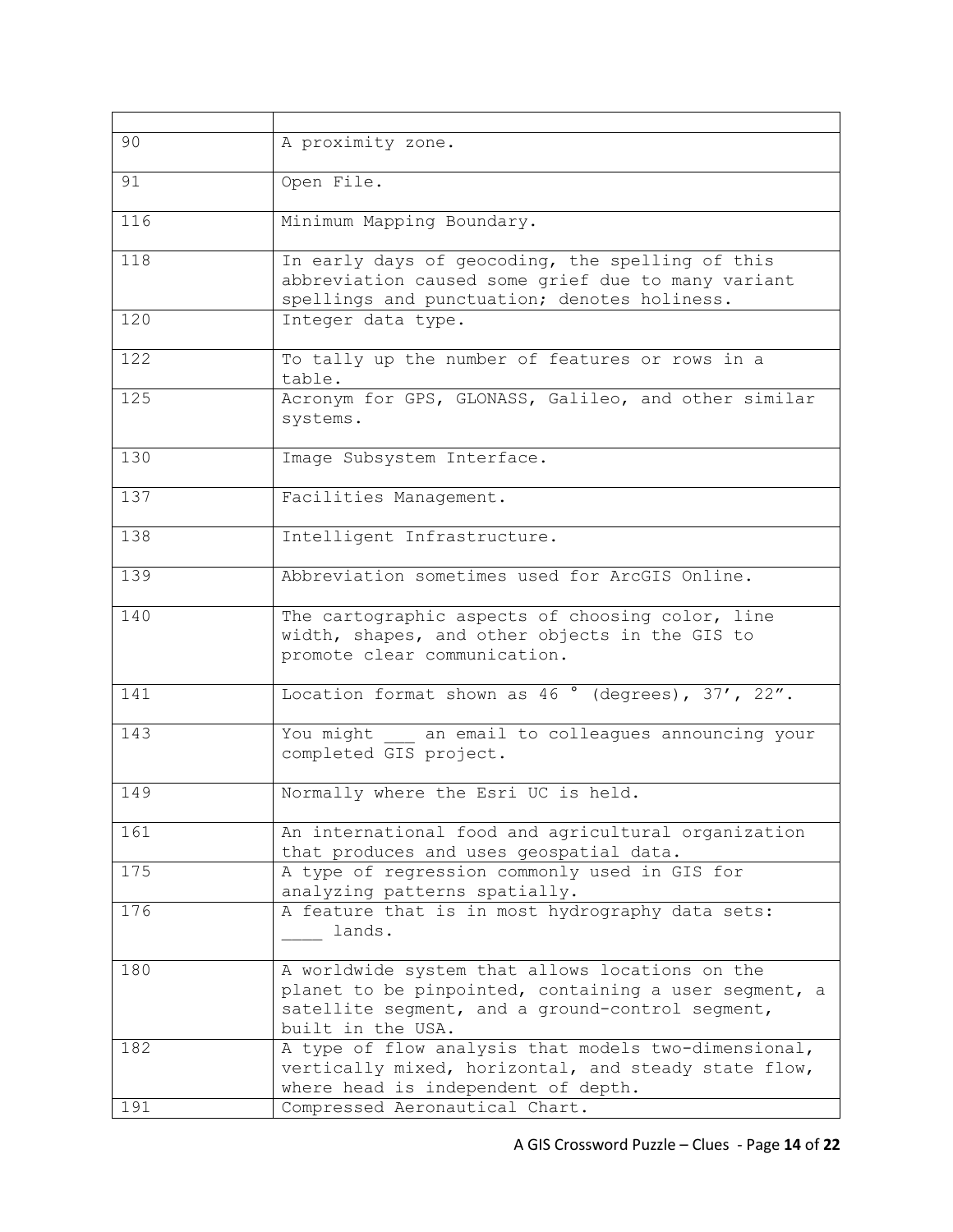| | |
|---|---|
| 90 | A proximity zone. |
| 91 | Open File. |
| 116 | Minimum Mapping Boundary. |
| 118 | In early days of geocoding, the spelling of this abbreviation caused some grief due to many variant spellings and punctuation; denotes holiness. |
| 120 | Integer data type. |
| 122 | To tally up the number of features or rows in a table. |
| 125 | Acronym for GPS, GLONASS, Galileo, and other similar systems. |
| 130 | Image Subsystem Interface. |
| 137 | Facilities Management. |
| 138 | Intelligent Infrastructure. |
| 139 | Abbreviation sometimes used for ArcGIS Online. |
| 140 | The cartographic aspects of choosing color, line width, shapes, and other objects in the GIS to promote clear communication. |
| 141 | Location format shown as 46 ° (degrees), 37′, 22″. |
| 143 | You might ___ an email to colleagues announcing your completed GIS project. |
| 149 | Normally where the Esri UC is held. |
| 161 | An international food and agricultural organization that produces and uses geospatial data. |
| 175 | A type of regression commonly used in GIS for analyzing patterns spatially. |
| 176 | A feature that is in most hydrography data sets: ____ lands. |
| 180 | A worldwide system that allows locations on the planet to be pinpointed, containing a user segment, a satellite segment, and a ground-control segment, built in the USA. |
| 182 | A type of flow analysis that models two-dimensional, vertically mixed, horizontal, and steady state flow, where head is independent of depth. |
| 191 | Compressed Aeronautical Chart. |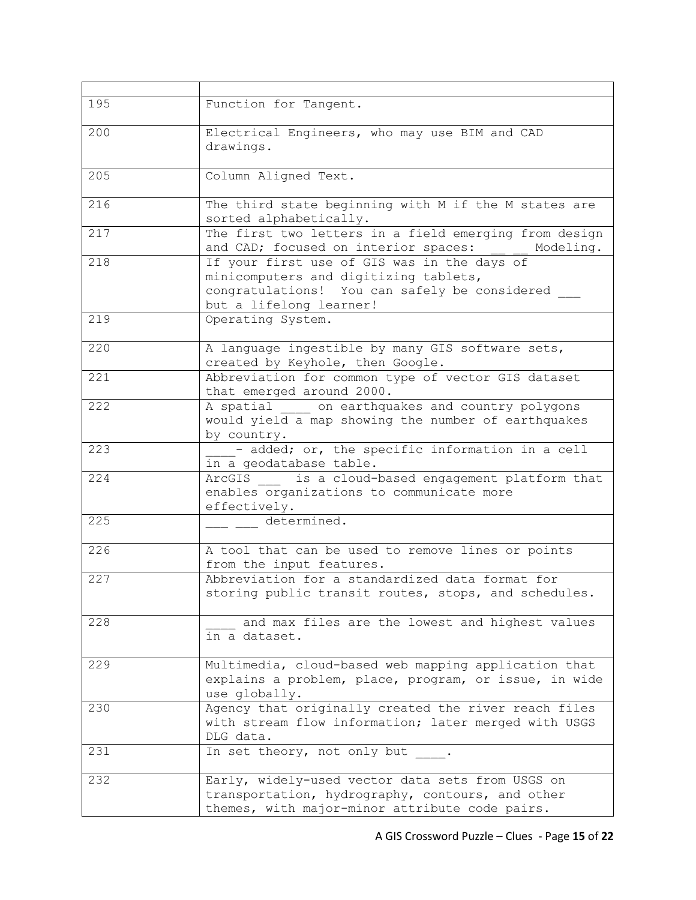| | |
|---|---|
| 195 | Function for Tangent. |
| 200 | Electrical Engineers, who may use BIM and CAD drawings. |
| 205 | Column Aligned Text. |
| 216 | The third state beginning with M if the M states are sorted alphabetically. |
| 217 | The first two letters in a field emerging from design and CAD; focused on interior spaces: __ __ Modeling. |
| 218 | If your first use of GIS was in the days of minicomputers and digitizing tablets, congratulations! You can safely be considered ___ but a lifelong learner! |
| 219 | Operating System. |
| 220 | A language ingestible by many GIS software sets, created by Keyhole, then Google. |
| 221 | Abbreviation for common type of vector GIS dataset that emerged around 2000. |
| 222 | A spatial ____ on earthquakes and country polygons would yield a map showing the number of earthquakes by country. |
| 223 | ____- added; or, the specific information in a cell in a geodatabase table. |
| 224 | ArcGIS ___ is a cloud-based engagement platform that enables organizations to communicate more effectively. |
| 225 | ___ ___ determined. |
| 226 | A tool that can be used to remove lines or points from the input features. |
| 227 | Abbreviation for a standardized data format for storing public transit routes, stops, and schedules. |
| 228 | ____ and max files are the lowest and highest values in a dataset. |
| 229 | Multimedia, cloud-based web mapping application that explains a problem, place, program, or issue, in wide use globally. |
| 230 | Agency that originally created the river reach files with stream flow information; later merged with USGS DLG data. |
| 231 | In set theory, not only but ____. |
| 232 | Early, widely-used vector data sets from USGS on transportation, hydrography, contours, and other themes, with major-minor attribute code pairs. |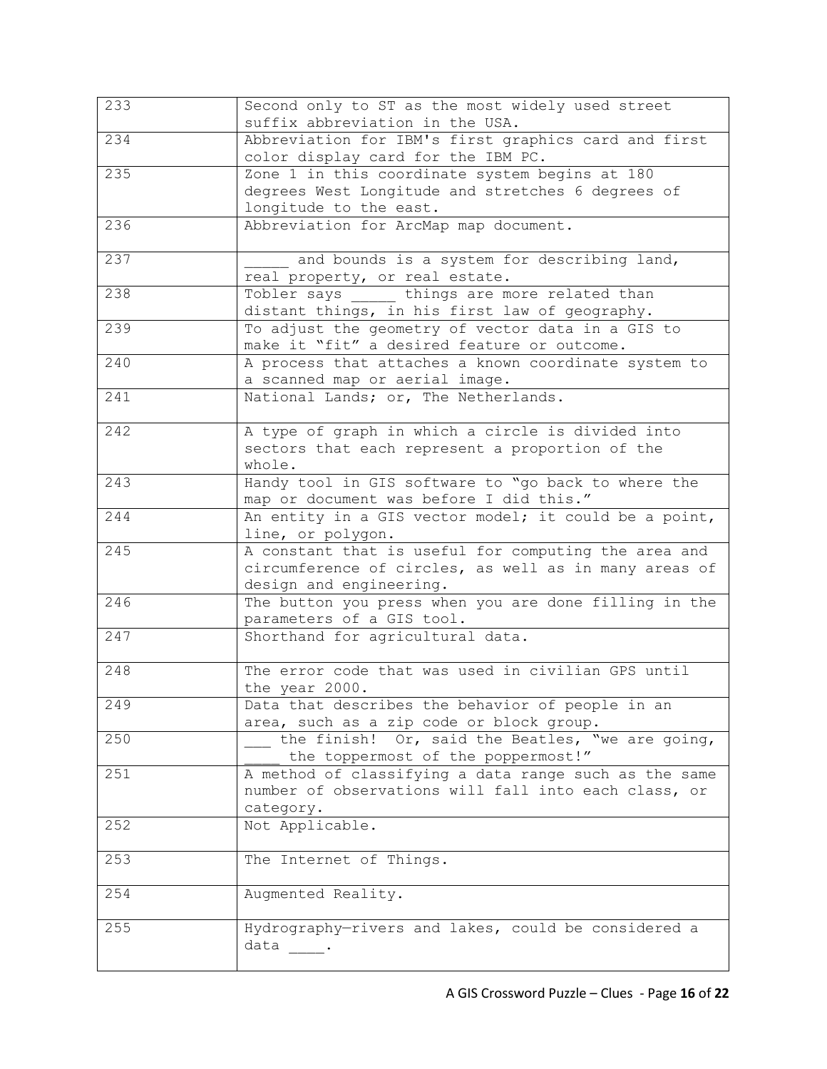| | |
|---|---|
| 233 | Second only to ST as the most widely used street suffix abbreviation in the USA. |
| 234 | Abbreviation for IBM's first graphics card and first color display card for the IBM PC. |
| 235 | Zone 1 in this coordinate system begins at 180 degrees West Longitude and stretches 6 degrees of longitude to the east. |
| 236 | Abbreviation for ArcMap map document. |
| 237 | _____ and bounds is a system for describing land, real property, or real estate. |
| 238 | Tobler says _____ things are more related than distant things, in his first law of geography. |
| 239 | To adjust the geometry of vector data in a GIS to make it "fit" a desired feature or outcome. |
| 240 | A process that attaches a known coordinate system to a scanned map or aerial image. |
| 241 | National Lands; or, The Netherlands. |
| 242 | A type of graph in which a circle is divided into sectors that each represent a proportion of the whole. |
| 243 | Handy tool in GIS software to "go back to where the map or document was before I did this." |
| 244 | An entity in a GIS vector model; it could be a point, line, or polygon. |
| 245 | A constant that is useful for computing the area and circumference of circles, as well as in many areas of design and engineering. |
| 246 | The button you press when you are done filling in the parameters of a GIS tool. |
| 247 | Shorthand for agricultural data. |
| 248 | The error code that was used in civilian GPS until the year 2000. |
| 249 | Data that describes the behavior of people in an area, such as a zip code or block group. |
| 250 | ___ the finish! Or, said the Beatles, "we are going, ____ the toppermost of the poppermost!" |
| 251 | A method of classifying a data range such as the same number of observations will fall into each class, or category. |
| 252 | Not Applicable. |
| 253 | The Internet of Things. |
| 254 | Augmented Reality. |
| 255 | Hydrography—rivers and lakes, could be considered a data ____. |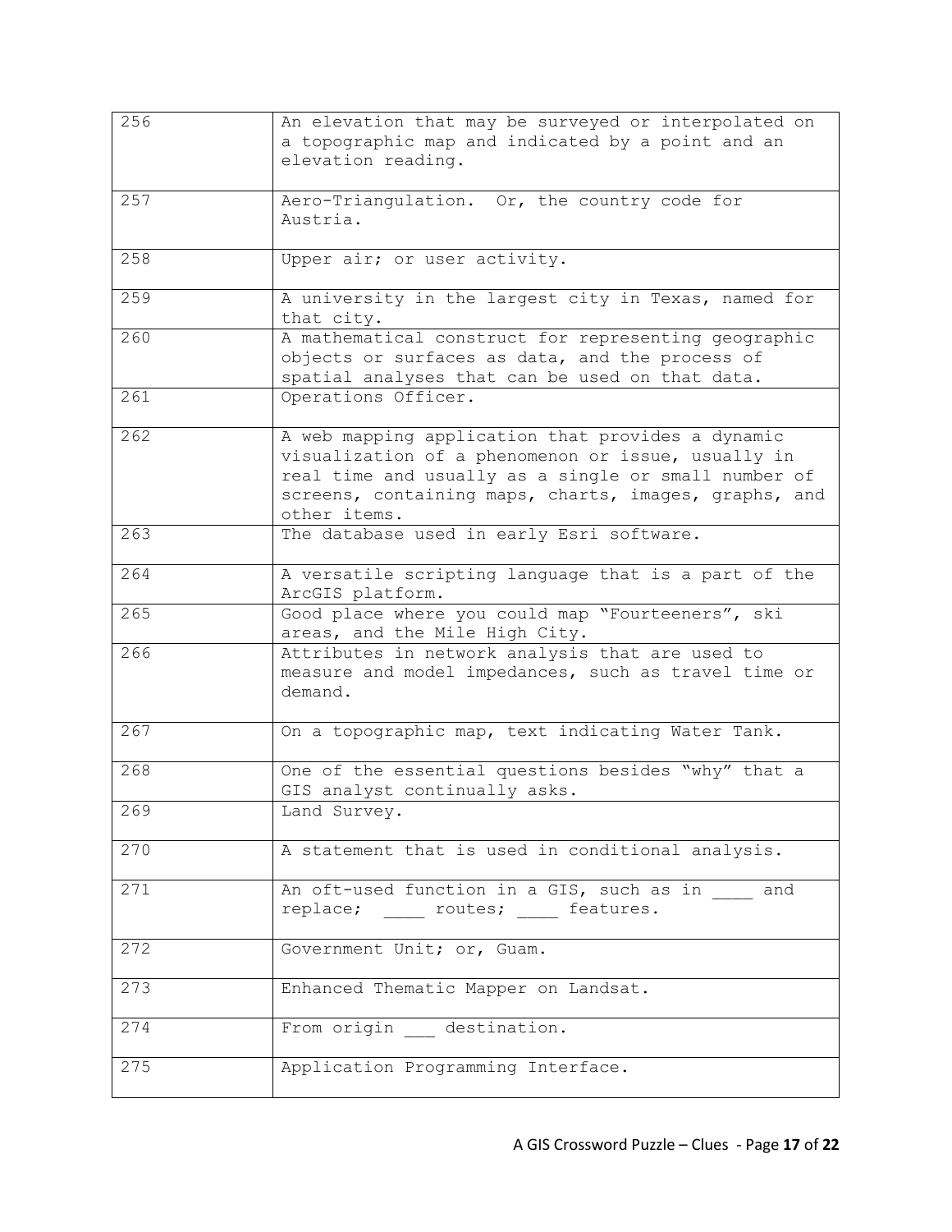| | |
|---|---|
| 256 | An elevation that may be surveyed or interpolated on a topographic map and indicated by a point and an elevation reading. |
| 257 | Aero-Triangulation. Or, the country code for Austria. |
| 258 | Upper air; or user activity. |
| 259 | A university in the largest city in Texas, named for that city. |
| 260 | A mathematical construct for representing geographic objects or surfaces as data, and the process of spatial analyses that can be used on that data. |
| 261 | Operations Officer. |
| 262 | A web mapping application that provides a dynamic visualization of a phenomenon or issue, usually in real time and usually as a single or small number of screens, containing maps, charts, images, graphs, and other items. |
| 263 | The database used in early Esri software. |
| 264 | A versatile scripting language that is a part of the ArcGIS platform. |
| 265 | Good place where you could map "Fourteeners", ski areas, and the Mile High City. |
| 266 | Attributes in network analysis that are used to measure and model impedances, such as travel time or demand. |
| 267 | On a topographic map, text indicating Water Tank. |
| 268 | One of the essential questions besides "why" that a GIS analyst continually asks. |
| 269 | Land Survey. |
| 270 | A statement that is used in conditional analysis. |
| 271 | An oft-used function in a GIS, such as in ____ and replace; ____ routes; ____ features. |
| 272 | Government Unit; or, Guam. |
| 273 | Enhanced Thematic Mapper on Landsat. |
| 274 | From origin ___ destination. |
| 275 | Application Programming Interface. |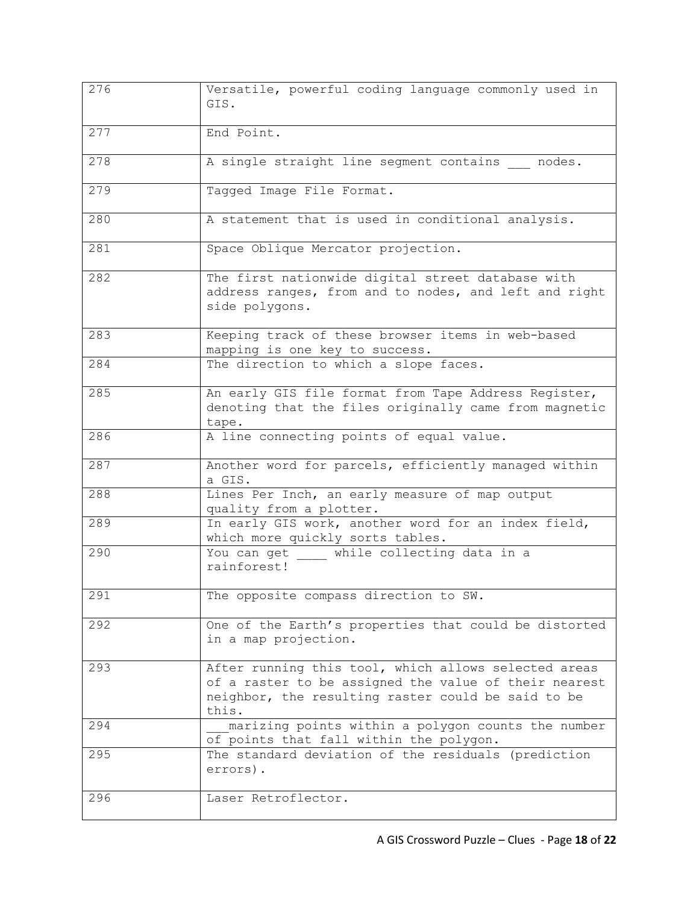| | |
|---|---|
| 276 | Versatile, powerful coding language commonly used in GIS. |
| 277 | End Point. |
| 278 | A single straight line segment contains ___ nodes. |
| 279 | Tagged Image File Format. |
| 280 | A statement that is used in conditional analysis. |
| 281 | Space Oblique Mercator projection. |
| 282 | The first nationwide digital street database with address ranges, from and to nodes, and left and right side polygons. |
| 283 | Keeping track of these browser items in web-based mapping is one key to success. |
| 284 | The direction to which a slope faces. |
| 285 | An early GIS file format from Tape Address Register, denoting that the files originally came from magnetic tape. |
| 286 | A line connecting points of equal value. |
| 287 | Another word for parcels, efficiently managed within a GIS. |
| 288 | Lines Per Inch, an early measure of map output quality from a plotter. |
| 289 | In early GIS work, another word for an index field, which more quickly sorts tables. |
| 290 | You can get ____ while collecting data in a rainforest! |
| 291 | The opposite compass direction to SW. |
| 292 | One of the Earth's properties that could be distorted in a map projection. |
| 293 | After running this tool, which allows selected areas of a raster to be assigned the value of their nearest neighbor, the resulting raster could be said to be this. |
| 294 | ___marizing points within a polygon counts the number of points that fall within the polygon. |
| 295 | The standard deviation of the residuals (prediction errors). |
| 296 | Laser Retroflector. |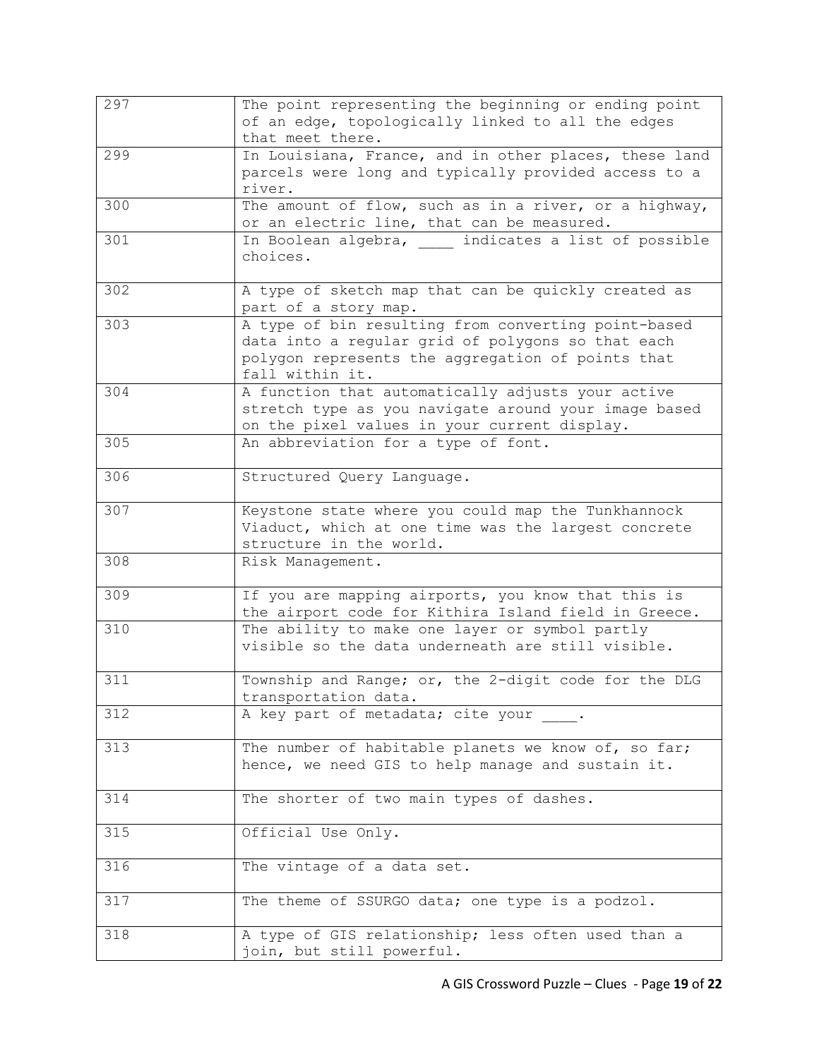| | |
|---|---|
| 297 | The point representing the beginning or ending point of an edge, topologically linked to all the edges that meet there. |
| 299 | In Louisiana, France, and in other places, these land parcels were long and typically provided access to a river. |
| 300 | The amount of flow, such as in a river, or a highway, or an electric line, that can be measured. |
| 301 | In Boolean algebra, ____ indicates a list of possible choices. |
| 302 | A type of sketch map that can be quickly created as part of a story map. |
| 303 | A type of bin resulting from converting point-based data into a regular grid of polygons so that each polygon represents the aggregation of points that fall within it. |
| 304 | A function that automatically adjusts your active stretch type as you navigate around your image based on the pixel values in your current display. |
| 305 | An abbreviation for a type of font. |
| 306 | Structured Query Language. |
| 307 | Keystone state where you could map the Tunkhannock Viaduct, which at one time was the largest concrete structure in the world. |
| 308 | Risk Management. |
| 309 | If you are mapping airports, you know that this is the airport code for Kithira Island field in Greece. |
| 310 | The ability to make one layer or symbol partly visible so the data underneath are still visible. |
| 311 | Township and Range; or, the 2-digit code for the DLG transportation data. |
| 312 | A key part of metadata; cite your ____. |
| 313 | The number of habitable planets we know of, so far; hence, we need GIS to help manage and sustain it. |
| 314 | The shorter of two main types of dashes. |
| 315 | Official Use Only. |
| 316 | The vintage of a data set. |
| 317 | The theme of SSURGO data; one type is a podzol. |
| 318 | A type of GIS relationship; less often used than a join, but still powerful. |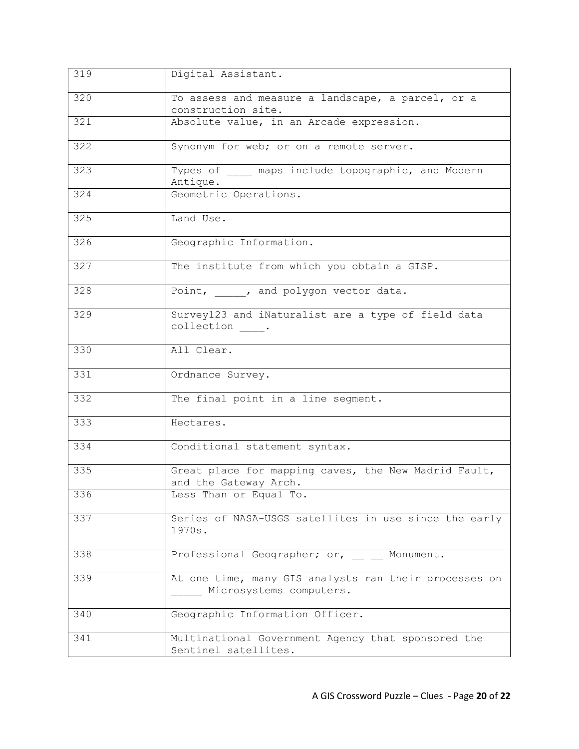| 319 | Digital Assistant. |
|---|---|
| 320 | To assess and measure a landscape, a parcel, or a construction site. |
| 321 | Absolute value, in an Arcade expression. |
| 322 | Synonym for web; or on a remote server. |
| 323 | Types of ____ maps include topographic, and Modern Antique. |
| 324 | Geometric Operations. |
| 325 | Land Use. |
| 326 | Geographic Information. |
| 327 | The institute from which you obtain a GISP. |
| 328 | Point, _____, and polygon vector data. |
| 329 | Survey123 and iNaturalist are a type of field data collection ____. |
| 330 | All Clear. |
| 331 | Ordnance Survey. |
| 332 | The final point in a line segment. |
| 333 | Hectares. |
| 334 | Conditional statement syntax. |
| 335 | Great place for mapping caves, the New Madrid Fault, and the Gateway Arch. |
| 336 | Less Than or Equal To. |
| 337 | Series of NASA-USGS satellites in use since the early 1970s. |
| 338 | Professional Geographer; or, __ __ Monument. |
| 339 | At one time, many GIS analysts ran their processes on _____ Microsystems computers. |
| 340 | Geographic Information Officer. |
| 341 | Multinational Government Agency that sponsored the Sentinel satellites. |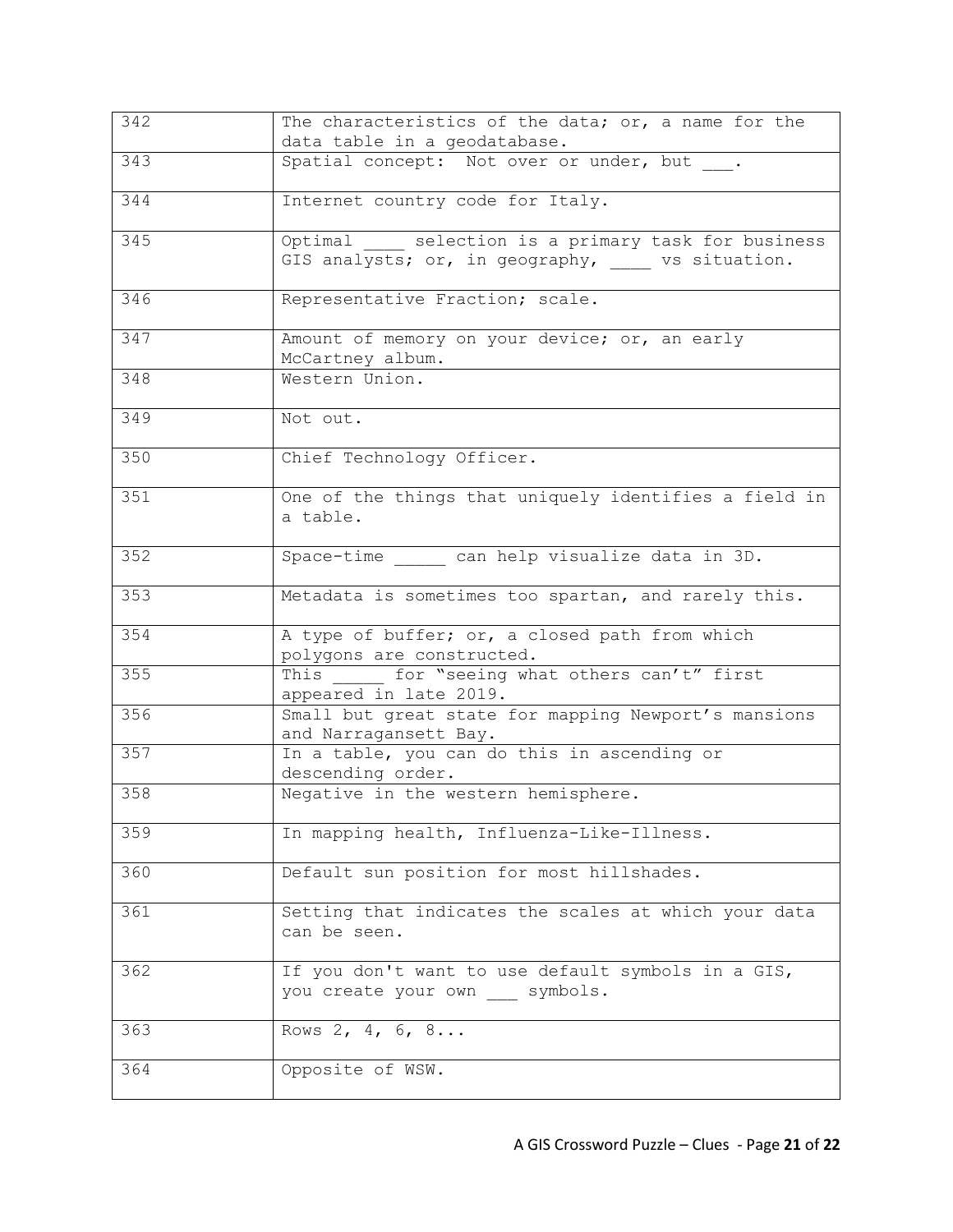| | |
|---|---|
| 342 | The characteristics of the data; or, a name for the data table in a geodatabase. |
| 343 | Spatial concept: Not over or under, but ___. |
| 344 | Internet country code for Italy. |
| 345 | Optimal ____ selection is a primary task for business GIS analysts; or, in geography, ____ vs situation. |
| 346 | Representative Fraction; scale. |
| 347 | Amount of memory on your device; or, an early McCartney album. |
| 348 | Western Union. |
| 349 | Not out. |
| 350 | Chief Technology Officer. |
| 351 | One of the things that uniquely identifies a field in a table. |
| 352 | Space-time _____ can help visualize data in 3D. |
| 353 | Metadata is sometimes too spartan, and rarely this. |
| 354 | A type of buffer; or, a closed path from which polygons are constructed. |
| 355 | This _____ for "seeing what others can't" first appeared in late 2019. |
| 356 | Small but great state for mapping Newport's mansions and Narragansett Bay. |
| 357 | In a table, you can do this in ascending or descending order. |
| 358 | Negative in the western hemisphere. |
| 359 | In mapping health, Influenza-Like-Illness. |
| 360 | Default sun position for most hillshades. |
| 361 | Setting that indicates the scales at which your data can be seen. |
| 362 | If you don't want to use default symbols in a GIS, you create your own ___ symbols. |
| 363 | Rows 2, 4, 6, 8... |
| 364 | Opposite of WSW. |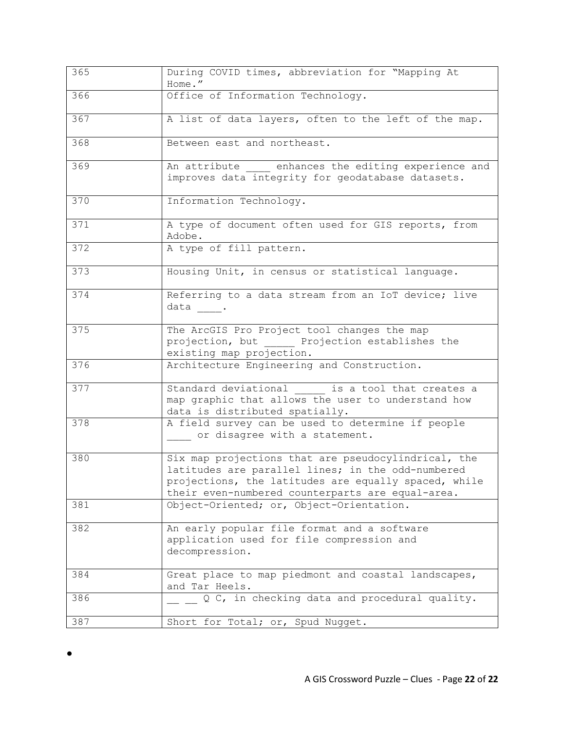| 365 | During COVID times, abbreviation for "Mapping At Home." |
|---|---|
| 366 | Office of Information Technology. |
| 367 | A list of data layers, often to the left of the map. |
| 368 | Between east and northeast. |
| 369 | An attribute ____ enhances the editing experience and improves data integrity for geodatabase datasets. |
| 370 | Information Technology. |
| 371 | A type of document often used for GIS reports, from Adobe. |
| 372 | A type of fill pattern. |
| 373 | Housing Unit, in census or statistical language. |
| 374 | Referring to a data stream from an IoT device; live data ____. |
| 375 | The ArcGIS Pro Project tool changes the map projection, but _____ Projection establishes the existing map projection. |
| 376 | Architecture Engineering and Construction. |
| 377 | Standard deviational _____ is a tool that creates a map graphic that allows the user to understand how data is distributed spatially. |
| 378 | A field survey can be used to determine if people ____ or disagree with a statement. |
| 380 | Six map projections that are pseudocylindrical, the latitudes are parallel lines; in the odd-numbered projections, the latitudes are equally spaced, while their even-numbered counterparts are equal-area. |
| 381 | Object-Oriented; or, Object-Orientation. |
| 382 | An early popular file format and a software application used for file compression and decompression. |
| 384 | Great place to map piedmont and coastal landscapes, and Tar Heels. |
| 386 | __ __ Q C, in checking data and procedural quality. |
| 387 | Short for Total; or, Spud Nugget. |

•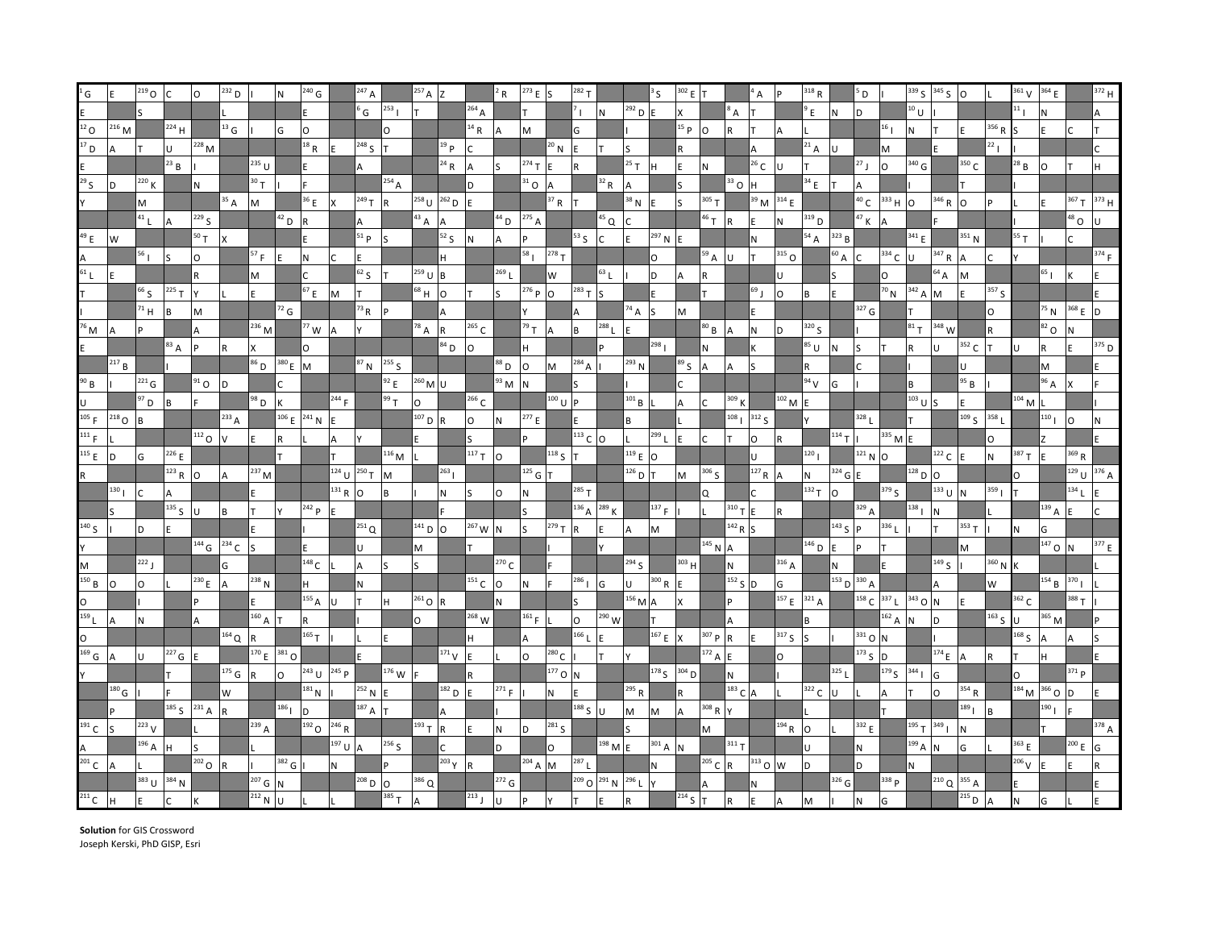**Solution** for GIS Crossword

Joseph Kerski, PhD GISP, Esri